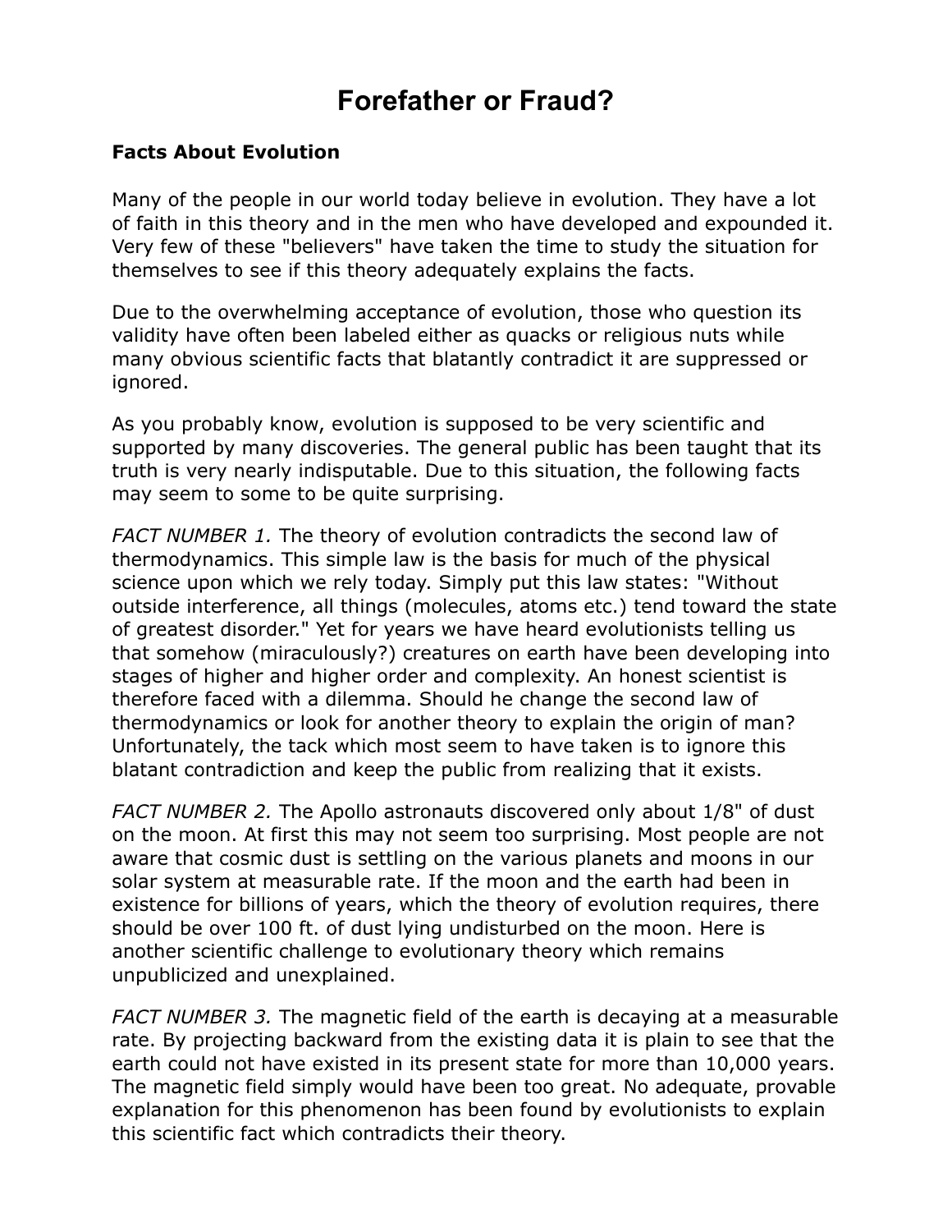# Forefather or Fraud?

**Facts About Evolution**

Many of the people in our world today believe in evolution. They have a lot of faith in this theory and in the men who have developed and expounded it. Very few of these "believers" have taken the time to study the situation for themselves to see if this theory adequately explains the facts.

Due to the overwhelming acceptance of evolution, those who question its validity have often been labeled either as quacks or religious nuts while many obvious scientific facts that blatantly contradict it are suppressed or ignored.

As you probably know, evolution is supposed to be very scientific and supported by many discoveries. The general public has been taught that its truth is very nearly indisputable. Due to this situation, the following facts may seem to some to be quite surprising.

*FACT NUMBER 1.* The theory of evolution contradicts the second law of thermodynamics. This simple law is the basis for much of the physical science upon which we rely today. Simply put this law states: "Without outside interference, all things (molecules, atoms etc.) tend toward the state of greatest disorder." Yet for years we have heard evolutionists telling us that somehow (miraculously?) creatures on earth have been developing into stages of higher and higher order and complexity. An honest scientist is therefore faced with a dilemma. Should he change the second law of thermodynamics or look for another theory to explain the origin of man? Unfortunately, the tack which most seem to have taken is to ignore this blatant contradiction and keep the public from realizing that it exists.

*FACT NUMBER 2.* The Apollo astronauts discovered only about 1/8" of dust on the moon. At first this may not seem too surprising. Most people are not aware that cosmic dust is settling on the various planets and moons in our solar system at measurable rate. If the moon and the earth had been in existence for billions of years, which the theory of evolution requires, there should be over 100 ft. of dust lying undisturbed on the moon. Here is another scientific challenge to evolutionary theory which remains unpublicized and unexplained.

*FACT NUMBER 3.* The magnetic field of the earth is decaying at a measurable rate. By projecting backward from the existing data it is plain to see that the earth could not have existed in its present state for more than 10,000 years. The magnetic field simply would have been too great. No adequate, provable explanation for this phenomenon has been found by evolutionists to explain this scientific fact which contradicts their theory.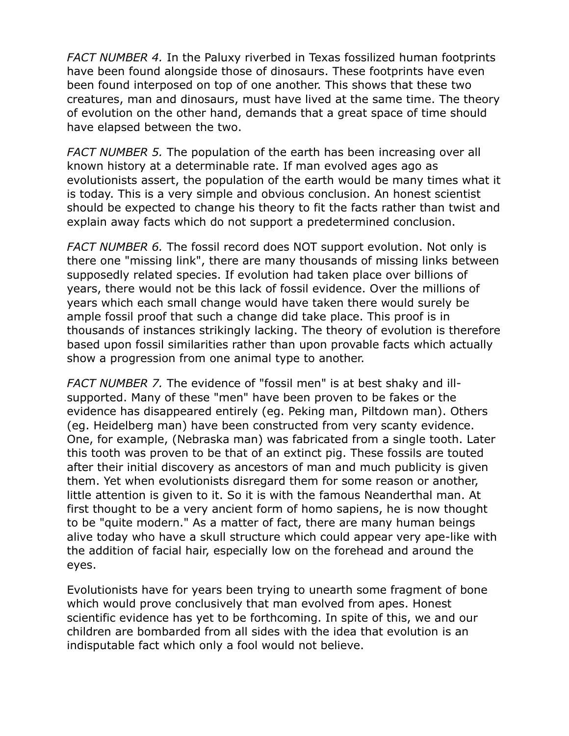*FACT NUMBER 4.* In the Paluxy riverbed in Texas fossilized human footprints have been found alongside those of dinosaurs. These footprints have even been found interposed on top of one another. This shows that these two creatures, man and dinosaurs, must have lived at the same time. The theory of evolution on the other hand, demands that a great space of time should have elapsed between the two.

*FACT NUMBER 5.* The population of the earth has been increasing over all known history at a determinable rate. If man evolved ages ago as evolutionists assert, the population of the earth would be many times what it is today. This is a very simple and obvious conclusion. An honest scientist should be expected to change his theory to fit the facts rather than twist and explain away facts which do not support a predetermined conclusion.

*FACT NUMBER 6.* The fossil record does NOT support evolution. Not only is there one "missing link", there are many thousands of missing links between supposedly related species. If evolution had taken place over billions of years, there would not be this lack of fossil evidence. Over the millions of years which each small change would have taken there would surely be ample fossil proof that such a change did take place. This proof is in thousands of instances strikingly lacking. The theory of evolution is therefore based upon fossil similarities rather than upon provable facts which actually show a progression from one animal type to another.

*FACT NUMBER 7.* The evidence of "fossil men" is at best shaky and ill-supported. Many of these "men" have been proven to be fakes or the evidence has disappeared entirely (eg. Peking man, Piltdown man). Others (eg. Heidelberg man) have been constructed from very scanty evidence. One, for example, (Nebraska man) was fabricated from a single tooth. Later this tooth was proven to be that of an extinct pig. These fossils are touted after their initial discovery as ancestors of man and much publicity is given them. Yet when evolutionists disregard them for some reason or another, little attention is given to it. So it is with the famous Neanderthal man. At first thought to be a very ancient form of homo sapiens, he is now thought to be "quite modern." As a matter of fact, there are many human beings alive today who have a skull structure which could appear very ape-like with the addition of facial hair, especially low on the forehead and around the eyes.

Evolutionists have for years been trying to unearth some fragment of bone which would prove conclusively that man evolved from apes. Honest scientific evidence has yet to be forthcoming. In spite of this, we and our children are bombarded from all sides with the idea that evolution is an indisputable fact which only a fool would not believe.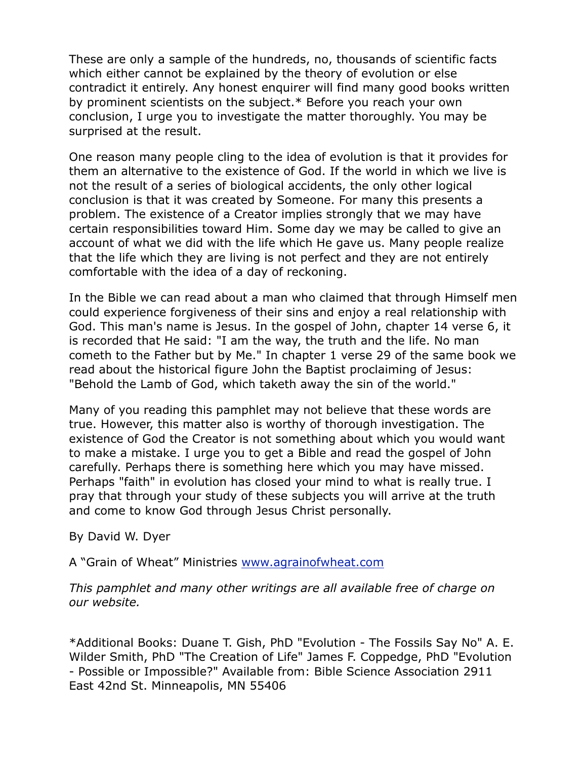These are only a sample of the hundreds, no, thousands of scientific facts which either cannot be explained by the theory of evolution or else contradict it entirely. Any honest enquirer will find many good books written by prominent scientists on the subject.* Before you reach your own conclusion, I urge you to investigate the matter thoroughly. You may be surprised at the result.

One reason many people cling to the idea of evolution is that it provides for them an alternative to the existence of God. If the world in which we live is not the result of a series of biological accidents, the only other logical conclusion is that it was created by Someone. For many this presents a problem. The existence of a Creator implies strongly that we may have certain responsibilities toward Him. Some day we may be called to give an account of what we did with the life which He gave us. Many people realize that the life which they are living is not perfect and they are not entirely comfortable with the idea of a day of reckoning.

In the Bible we can read about a man who claimed that through Himself men could experience forgiveness of their sins and enjoy a real relationship with God. This man's name is Jesus. In the gospel of John, chapter 14 verse 6, it is recorded that He said: "I am the way, the truth and the life. No man cometh to the Father but by Me." In chapter 1 verse 29 of the same book we read about the historical figure John the Baptist proclaiming of Jesus: "Behold the Lamb of God, which taketh away the sin of the world."

Many of you reading this pamphlet may not believe that these words are true. However, this matter also is worthy of thorough investigation. The existence of God the Creator is not something about which you would want to make a mistake. I urge you to get a Bible and read the gospel of John carefully. Perhaps there is something here which you may have missed. Perhaps "faith" in evolution has closed your mind to what is really true. I pray that through your study of these subjects you will arrive at the truth and come to know God through Jesus Christ personally.

By David W. Dyer

A "Grain of Wheat" Ministries [www.agrainofwheat.com](http://www.agrainofwheat.com)

*This pamphlet and many other writings are all available free of charge on our website.*

*Additional Books: Duane T. Gish, PhD "Evolution - The Fossils Say No" A. E. Wilder Smith, PhD "The Creation of Life" James F. Coppedge, PhD "Evolution - Possible or Impossible?" Available from: Bible Science Association 2911 East 42nd St. Minneapolis, MN 55406